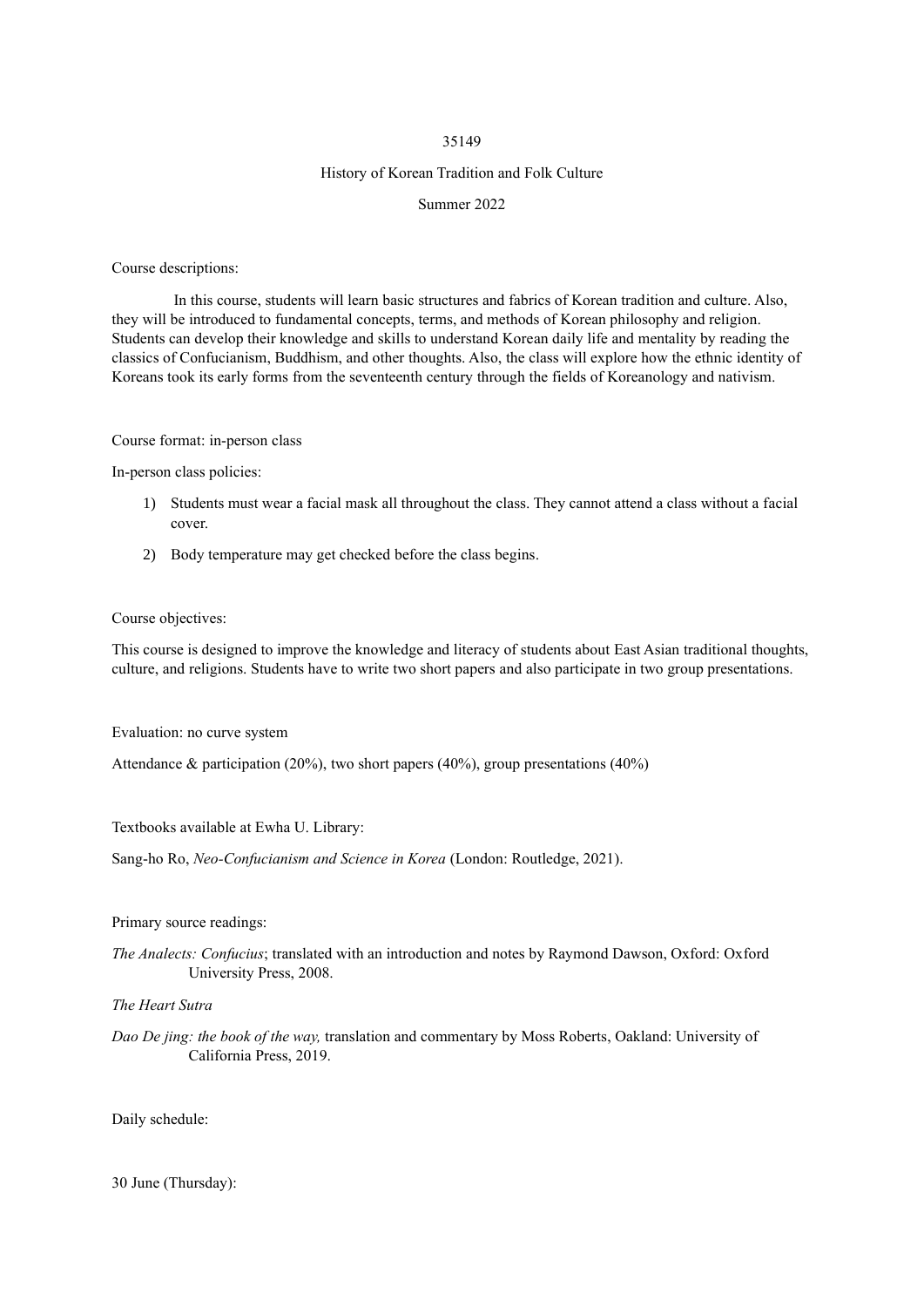35149

# History of Korean Tradition and Folk Culture

Summer 2022

Course descriptions:

In this course, students will learn basic structures and fabrics of Korean tradition and culture. Also, they will be introduced to fundamental concepts, terms, and methods of Korean philosophy and religion. Students can develop their knowledge and skills to understand Korean daily life and mentality by reading the classics of Confucianism, Buddhism, and other thoughts. Also, the class will explore how the ethnic identity of Koreans took its early forms from the seventeenth century through the fields of Koreanology and nativism.

Course format: in-person class

In-person class policies:

1) Students must wear a facial mask all throughout the class. They cannot attend a class without a facial cover.
2) Body temperature may get checked before the class begins.

Course objectives:

This course is designed to improve the knowledge and literacy of students about East Asian traditional thoughts, culture, and religions. Students have to write two short papers and also participate in two group presentations.

Evaluation: no curve system

Attendance & participation (20%), two short papers (40%), group presentations (40%)

Textbooks available at Ewha U. Library:

Sang-ho Ro, *Neo-Confucianism and Science in Korea* (London: Routledge, 2021).

Primary source readings:

*The Analects: Confucius*; translated with an introduction and notes by Raymond Dawson, Oxford: Oxford University Press, 2008.

*The Heart Sutra*

*Dao De jing: the book of the way,* translation and commentary by Moss Roberts, Oakland: University of California Press, 2019.

Daily schedule:

30 June (Thursday):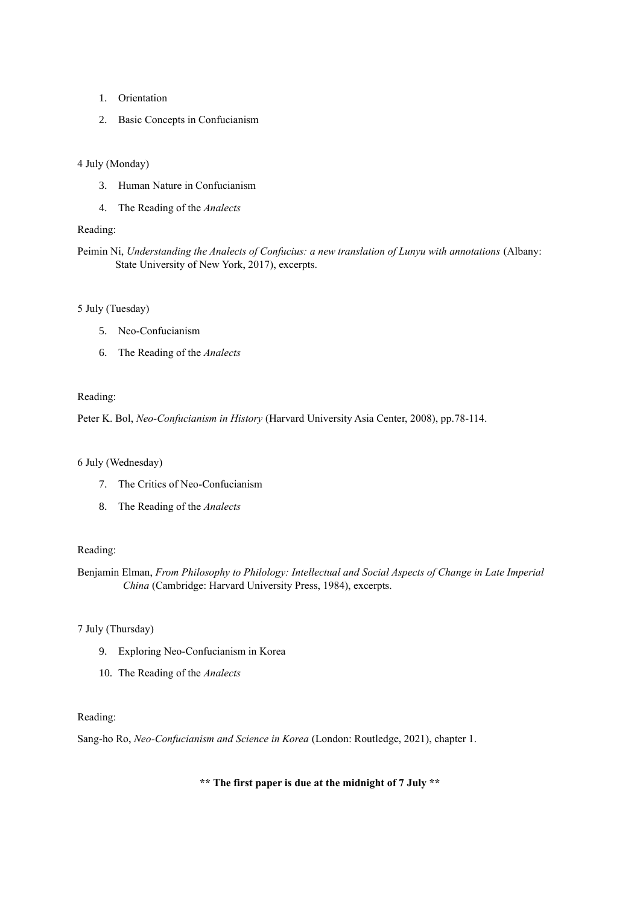1. Orientation
2. Basic Concepts in Confucianism

4 July (Monday)

3. Human Nature in Confucianism
4. The Reading of the *Analects*

Reading:

Peimin Ni, *Understanding the Analects of Confucius: a new translation of Lunyu with annotations* (Albany: State University of New York, 2017), excerpts.

5 July (Tuesday)

5. Neo-Confucianism
6. The Reading of the *Analects*

Reading:

Peter K. Bol, *Neo-Confucianism in History* (Harvard University Asia Center, 2008), pp.78-114.

6 July (Wednesday)

7. The Critics of Neo-Confucianism
8. The Reading of the *Analects*

Reading:

Benjamin Elman, *From Philosophy to Philology: Intellectual and Social Aspects of Change in Late Imperial China* (Cambridge: Harvard University Press, 1984), excerpts.

7 July (Thursday)

9. Exploring Neo-Confucianism in Korea
10. The Reading of the *Analects*

Reading:

Sang-ho Ro, *Neo-Confucianism and Science in Korea* (London: Routledge, 2021), chapter 1.

**** The first paper is due at the midnight of 7 July ****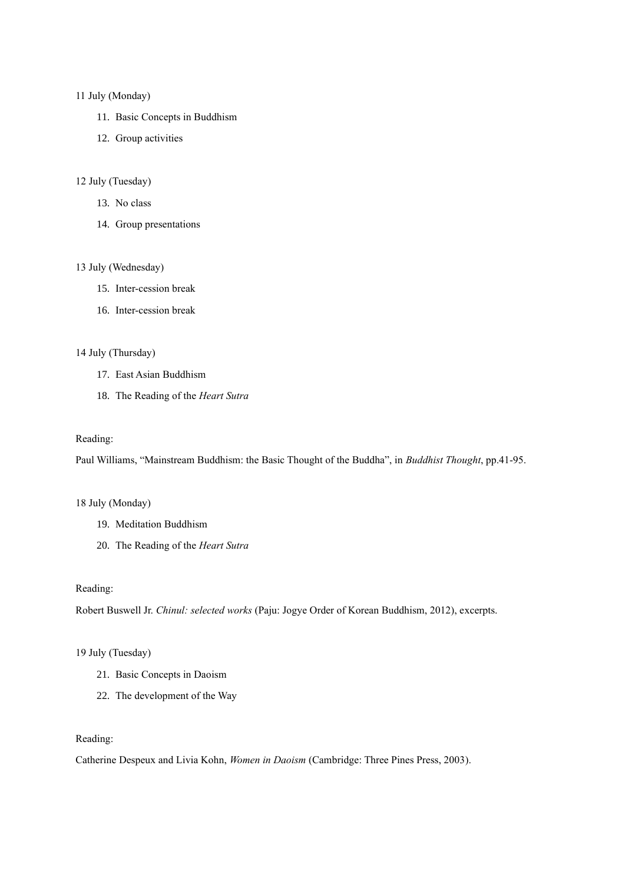11 July (Monday)

11. Basic Concepts in Buddhism
12. Group activities

12 July (Tuesday)

13. No class
14. Group presentations

13 July (Wednesday)

15. Inter-cession break
16. Inter-cession break

14 July (Thursday)

17. East Asian Buddhism
18. The Reading of the *Heart Sutra*

Reading:

Paul Williams, “Mainstream Buddhism: the Basic Thought of the Buddha”, in *Buddhist Thought*, pp.41-95.

18 July (Monday)

19. Meditation Buddhism
20. The Reading of the *Heart Sutra*

Reading:

Robert Buswell Jr. *Chinul: selected works* (Paju: Jogye Order of Korean Buddhism, 2012), excerpts.

19 July (Tuesday)

21. Basic Concepts in Daoism
22. The development of the Way

Reading:

Catherine Despeux and Livia Kohn, *Women in Daoism* (Cambridge: Three Pines Press, 2003).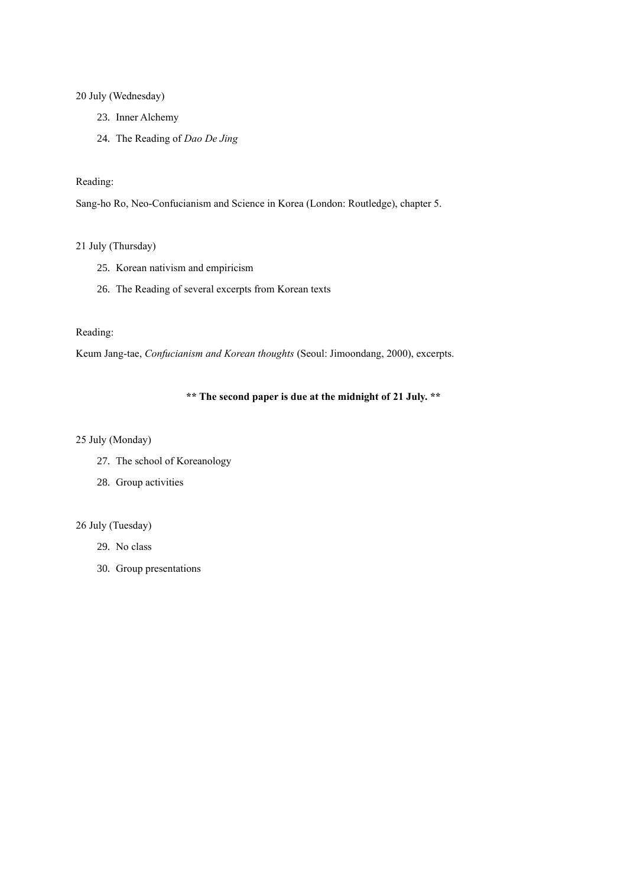20 July (Wednesday)

23. Inner Alchemy
24. The Reading of *Dao De Jing*

Reading:

Sang-ho Ro, Neo-Confucianism and Science in Korea (London: Routledge), chapter 5.

21 July (Thursday)

25. Korean nativism and empiricism
26. The Reading of several excerpts from Korean texts

Reading:

Keum Jang-tae, *Confucianism and Korean thoughts* (Seoul: Jimoondang, 2000), excerpts.

**** The second paper is due at the midnight of 21 July. ****

25 July (Monday)

27. The school of Koreanology
28. Group activities

26 July (Tuesday)

29. No class
30. Group presentations